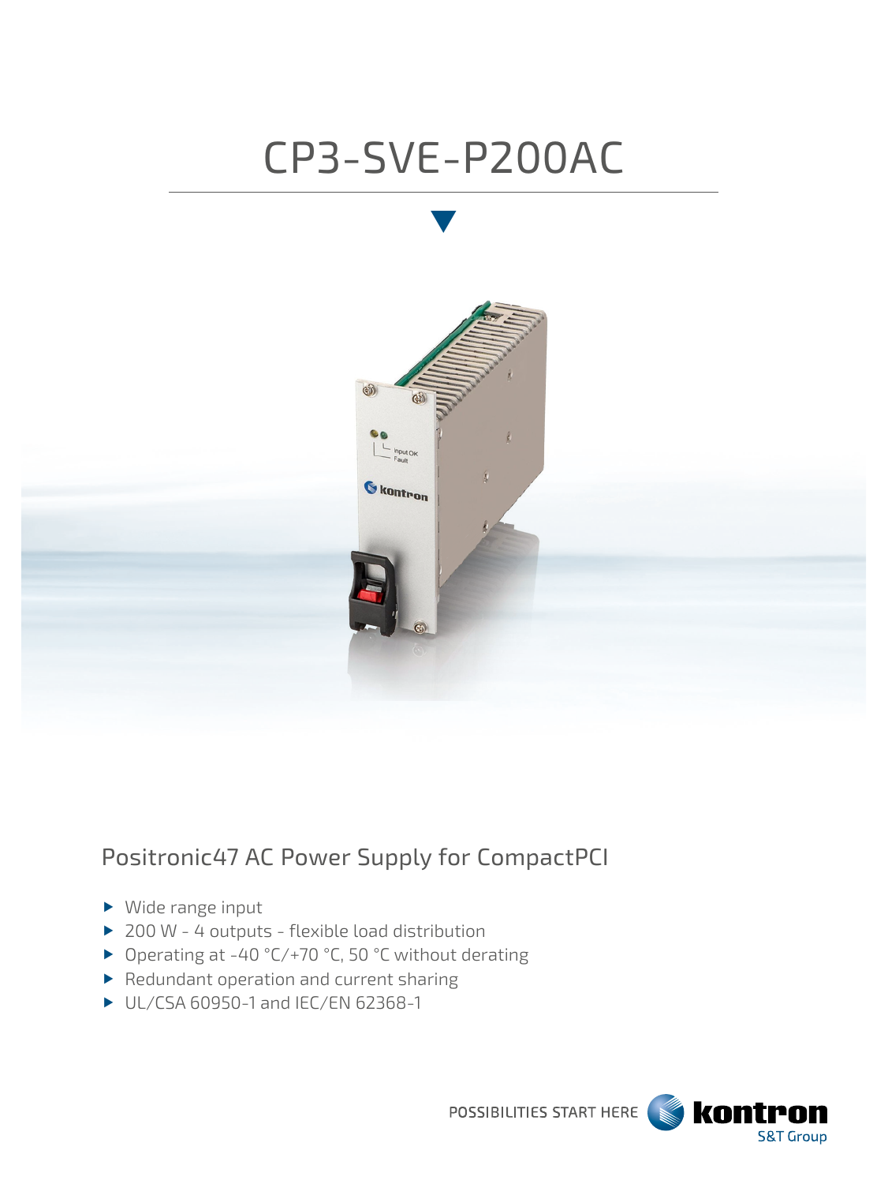# CP3-SVE-P200AC

## Positronic47 AC Power Supply for CompactPCI

- Wide range input
- 200 W - 4 outputs - flexible load distribution
- Operating at -40 °C/+70 °C, 50 °C without derating
- Redundant operation and current sharing
- UL/CSA 60950-1 and IEC/EN 62368-1

POSSIBILITIES START HERE kontron S&T Group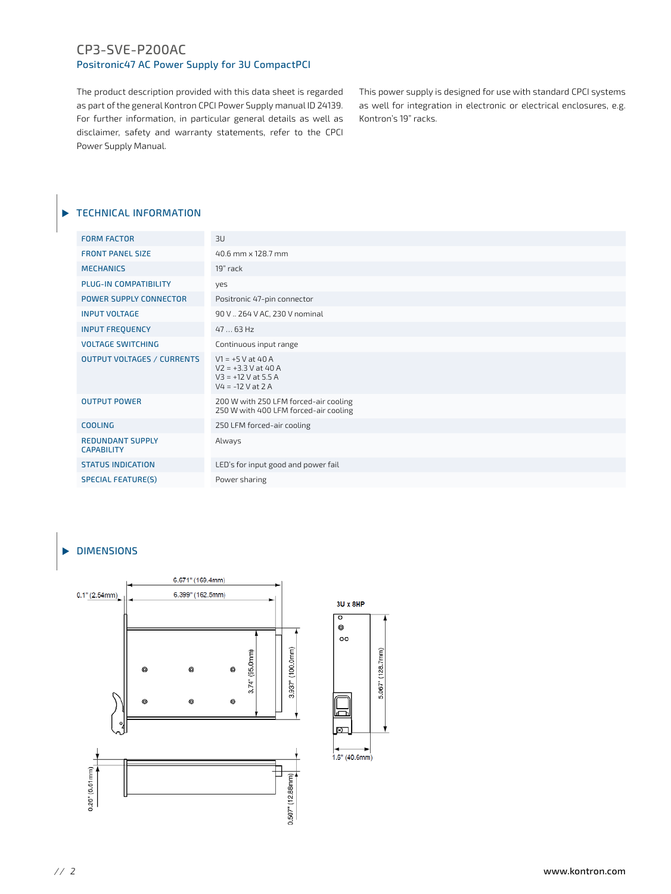# CP3-SVE-P200AC

## Positronic47 AC Power Supply for 3U CompactPCI

The product description provided with this data sheet is regarded as part of the general Kontron CPCI Power Supply manual ID 24139. For further information, in particular general details as well as disclaimer, safety and warranty statements, refer to the CPCI Power Supply Manual.

This power supply is designed for use with standard CPCI systems as well for integration in electronic or electrical enclosures, e.g. Kontron's 19" racks.

## TECHNICAL INFORMATION

| | |
|---|---|
| FORM FACTOR | 3U |
| FRONT PANEL SIZE | 40.6 mm x 128.7 mm |
| MECHANICS | 19" rack |
| PLUG-IN COMPATIBILITY | yes |
| POWER SUPPLY CONNECTOR | Positronic 47-pin connector |
| INPUT VOLTAGE | 90 V .. 264 V AC, 230 V nominal |
| INPUT FREQUENCY | 47 … 63 Hz |
| VOLTAGE SWITCHING | Continuous input range |
| OUTPUT VOLTAGES / CURRENTS | V1 = +5 V at 40 A<br>V2 = +3.3 V at 40 A<br>V3 = +12 V at 5.5 A<br>V4 = -12 V at 2 A |
| OUTPUT POWER | 200 W with 250 LFM forced-air cooling<br>250 W with 400 LFM forced-air cooling |
| COOLING | 250 LFM forced-air cooling |
| REDUNDANT SUPPLY CAPABILITY | Always |
| STATUS INDICATION | LED's for input good and power fail |
| SPECIAL FEATURE(S) | Power sharing |

## DIMENSIONS

6.671" (169.4mm)
0.1" (2.54mm)
6.399" (162.5mm)
3.74" (95.0mm)
3.937" (100.0mm)
0.26" (6.61mm)
0.507" (12.88mm)

3U x 8HP
5.067" (128.7mm)
1.6" (40.6mm)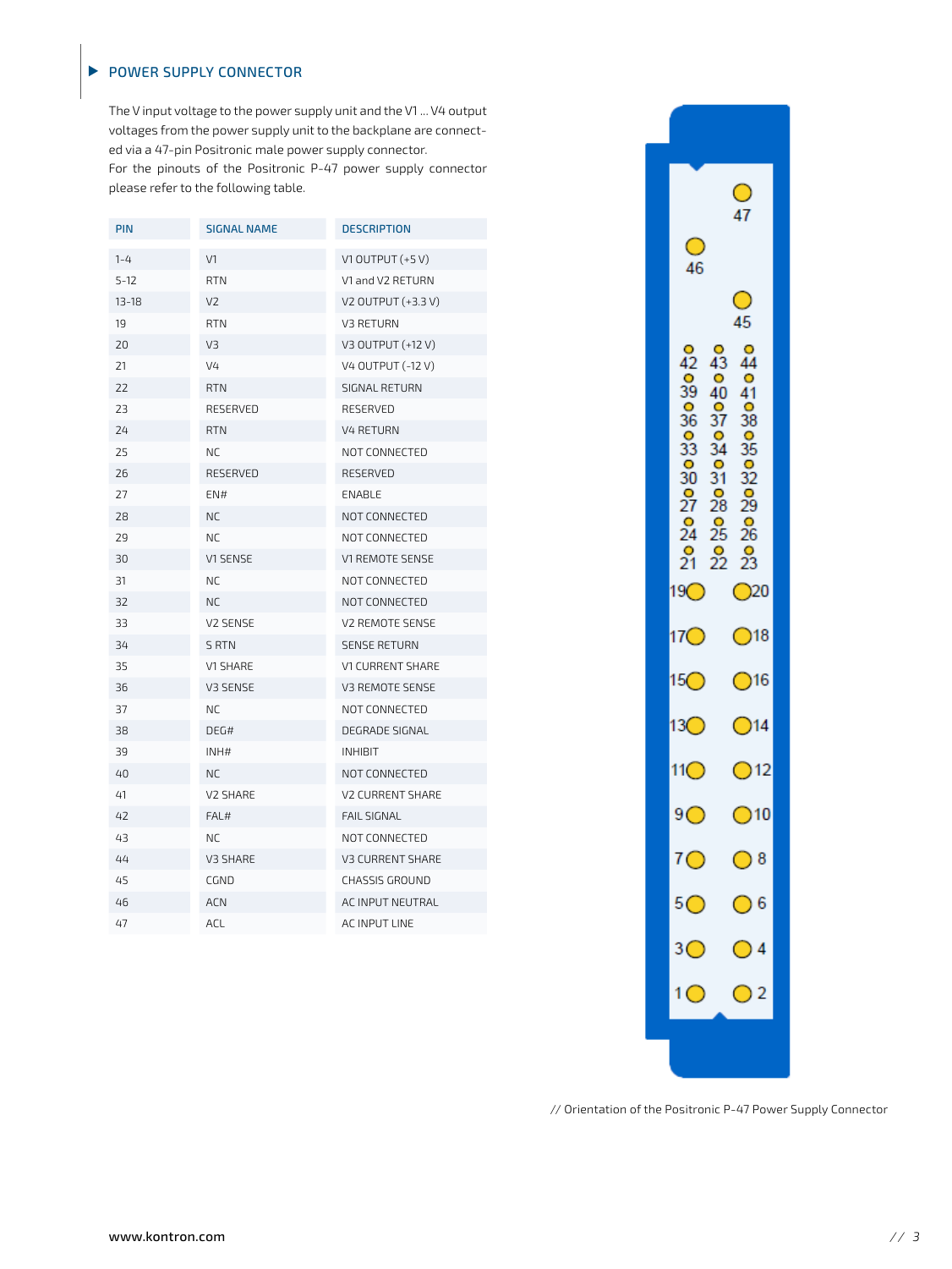## POWER SUPPLY CONNECTOR

The V input voltage to the power supply unit and the V1 ... V4 output voltages from the power supply unit to the backplane are connected via a 47-pin Positronic male power supply connector.
For the pinouts of the Positronic P-47 power supply connector please refer to the following table.

| PIN | SIGNAL NAME | DESCRIPTION |
|---|---|---|
| 1-4 | V1 | V1 OUTPUT (+5 V) |
| 5-12 | RTN | V1 and V2 RETURN |
| 13-18 | V2 | V2 OUTPUT (+3.3 V) |
| 19 | RTN | V3 RETURN |
| 20 | V3 | V3 OUTPUT (+12 V) |
| 21 | V4 | V4 OUTPUT (-12 V) |
| 22 | RTN | SIGNAL RETURN |
| 23 | RESERVED | RESERVED |
| 24 | RTN | V4 RETURN |
| 25 | NC | NOT CONNECTED |
| 26 | RESERVED | RESERVED |
| 27 | EN# | ENABLE |
| 28 | NC | NOT CONNECTED |
| 29 | NC | NOT CONNECTED |
| 30 | V1 SENSE | V1 REMOTE SENSE |
| 31 | NC | NOT CONNECTED |
| 32 | NC | NOT CONNECTED |
| 33 | V2 SENSE | V2 REMOTE SENSE |
| 34 | S RTN | SENSE RETURN |
| 35 | V1 SHARE | V1 CURRENT SHARE |
| 36 | V3 SENSE | V3 REMOTE SENSE |
| 37 | NC | NOT CONNECTED |
| 38 | DEG# | DEGRADE SIGNAL |
| 39 | INH# | INHIBIT |
| 40 | NC | NOT CONNECTED |
| 41 | V2 SHARE | V2 CURRENT SHARE |
| 42 | FAL# | FAIL SIGNAL |
| 43 | NC | NOT CONNECTED |
| 44 | V3 SHARE | V3 CURRENT SHARE |
| 45 | CGND | CHASSIS GROUND |
| 46 | ACN | AC INPUT NEUTRAL |
| 47 | ACL | AC INPUT LINE |

// Orientation of the Positronic P-47 Power Supply Connector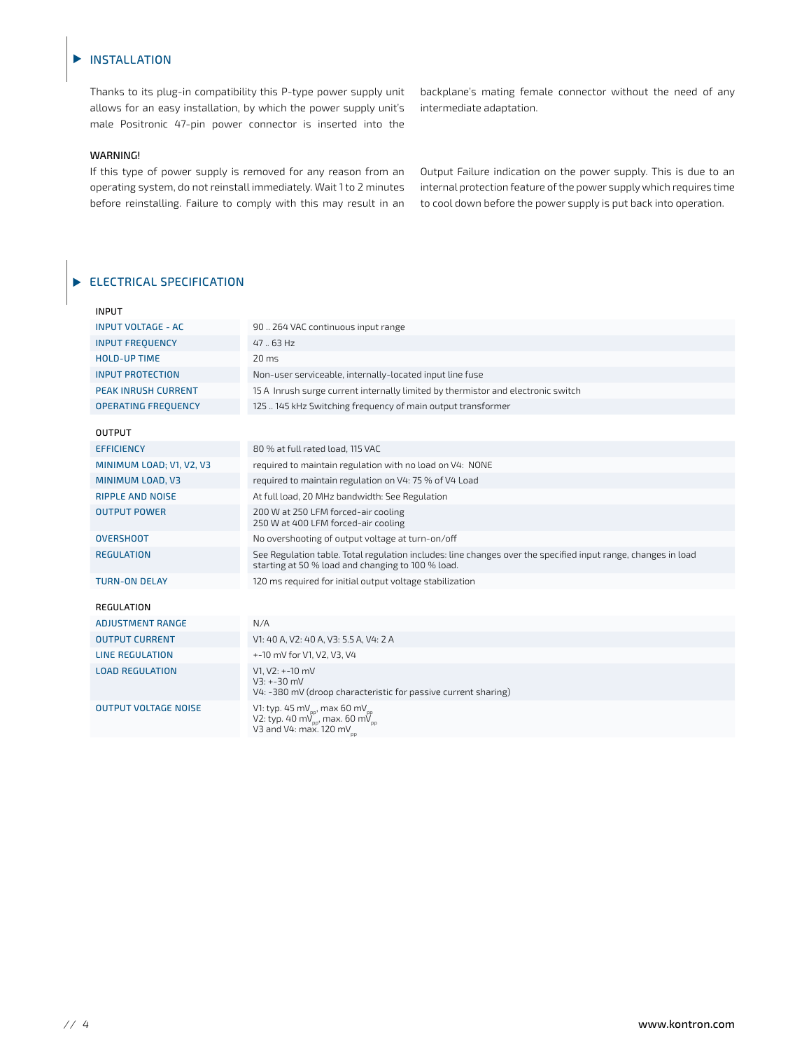## INSTALLATION

Thanks to its plug-in compatibility this P-type power supply unit allows for an easy installation, by which the power supply unit's male Positronic 47-pin power connector is inserted into the backplane's mating female connector without the need of any intermediate adaptation.

**WARNING!**

If this type of power supply is removed for any reason from an operating system, do not reinstall immediately. Wait 1 to 2 minutes before reinstalling. Failure to comply with this may result in an Output Failure indication on the power supply. This is due to an internal protection feature of the power supply which requires time to cool down before the power supply is put back into operation.

## ELECTRICAL SPECIFICATION

**INPUT**

| | |
|---|---|
| INPUT VOLTAGE - AC | 90 .. 264 VAC continuous input range |
| INPUT FREQUENCY | 47 .. 63 Hz |
| HOLD-UP TIME | 20 ms |
| INPUT PROTECTION | Non-user serviceable, internally-located input line fuse |
| PEAK INRUSH CURRENT | 15 A Inrush surge current internally limited by thermistor and electronic switch |
| OPERATING FREQUENCY | 125 .. 145 kHz Switching frequency of main output transformer |

**OUTPUT**

| | |
|---|---|
| EFFICIENCY | 80 % at full rated load, 115 VAC |
| MINIMUM LOAD; V1, V2, V3 | required to maintain regulation with no load on V4: NONE |
| MINIMUM LOAD, V3 | required to maintain regulation on V4: 75 % of V4 Load |
| RIPPLE AND NOISE | At full load, 20 MHz bandwidth: See Regulation |
| OUTPUT POWER | 200 W at 250 LFM forced-air cooling<br>250 W at 400 LFM forced-air cooling |
| OVERSHOOT | No overshooting of output voltage at turn-on/off |
| REGULATION | See Regulation table. Total regulation includes: line changes over the specified input range, changes in load starting at 50 % load and changing to 100 % load. |
| TURN-ON DELAY | 120 ms required for initial output voltage stabilization |

**REGULATION**

| | |
|---|---|
| ADJUSTMENT RANGE | N/A |
| OUTPUT CURRENT | V1: 40 A, V2: 40 A, V3: 5.5 A, V4: 2 A |
| LINE REGULATION | +-10 mV for V1, V2, V3, V4 |
| LOAD REGULATION | V1, V2: +-10 mV<br>V3: +-30 mV<br>V4: -380 mV (droop characteristic for passive current sharing) |
| OUTPUT VOLTAGE NOISE | V1: typ. 45 $mV_{pp}$, max 60 $mV_{pp}$<br>V2: typ. 40 $mV_{pp}$, max. 60 $mV_{pp}$<br>V3 and V4: max. 120 $mV_{pp}$ |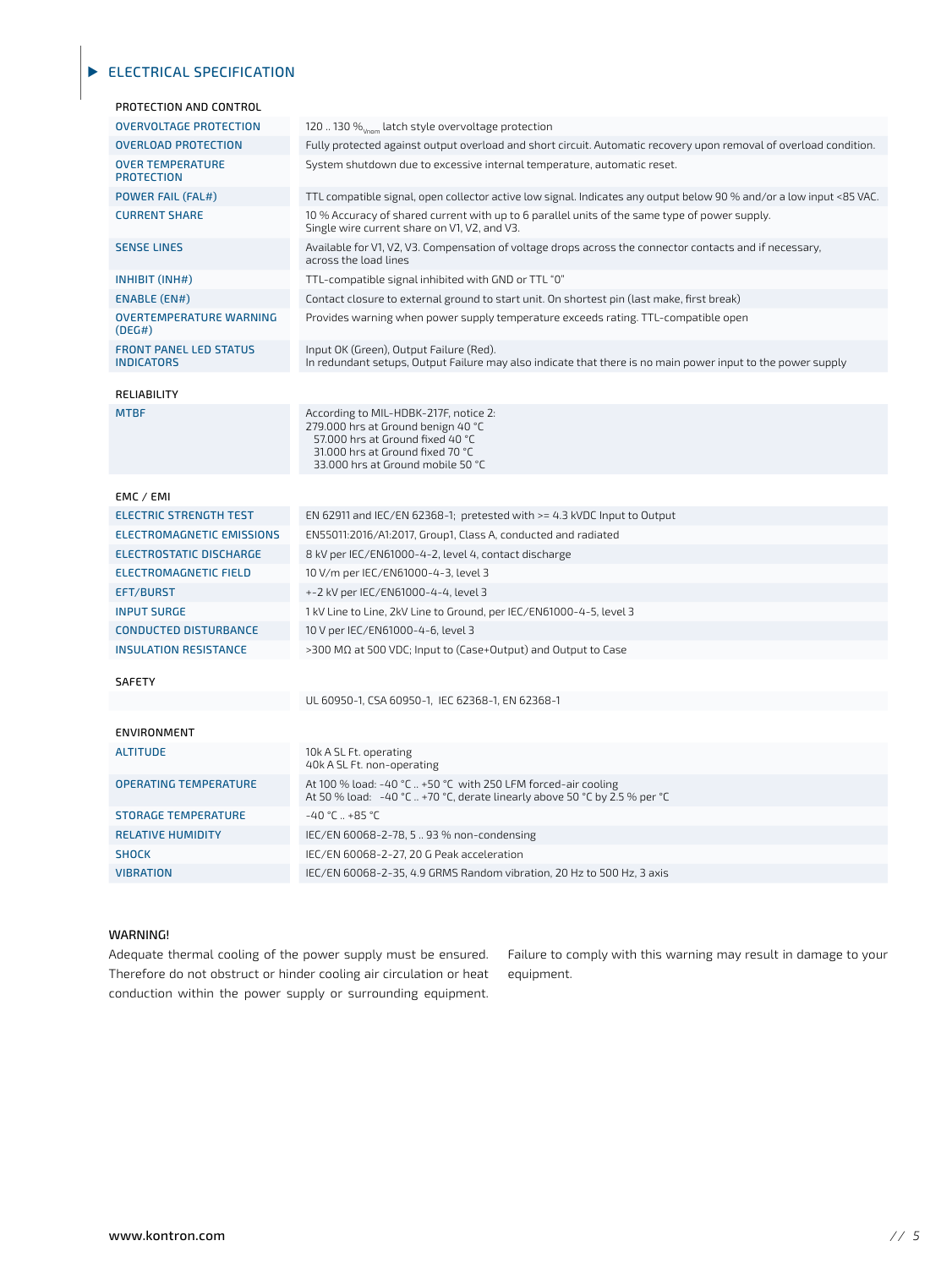## ELECTRICAL SPECIFICATION

### PROTECTION AND CONTROL

| | |
|---|---|
| OVERVOLTAGE PROTECTION | 120 .. 130 $\%_{Vnom}$ latch style overvoltage protection |
| OVERLOAD PROTECTION | Fully protected against output overload and short circuit. Automatic recovery upon removal of overload condition. |
| OVER TEMPERATURE PROTECTION | System shutdown due to excessive internal temperature, automatic reset. |
| POWER FAIL (FAL#) | TTL compatible signal, open collector active low signal. Indicates any output below 90 % and/or a low input <85 VAC. |
| CURRENT SHARE | 10 % Accuracy of shared current with up to 6 parallel units of the same type of power supply.<br>Single wire current share on V1, V2, and V3. |
| SENSE LINES | Available for V1, V2, V3. Compensation of voltage drops across the connector contacts and if necessary, across the load lines |
| INHIBIT (INH#) | TTL-compatible signal inhibited with GND or TTL "0" |
| ENABLE (EN#) | Contact closure to external ground to start unit. On shortest pin (last make, first break) |
| OVERTEMPERATURE WARNING (DEG#) | Provides warning when power supply temperature exceeds rating. TTL-compatible open |
| FRONT PANEL LED STATUS INDICATORS | Input OK (Green), Output Failure (Red).<br>In redundant setups, Output Failure may also indicate that there is no main power input to the power supply |

### RELIABILITY

| | |
|---|---|
| MTBF | According to MIL-HDBK-217F, notice 2:<br>279.000 hrs at Ground benign 40 °C<br>57.000 hrs at Ground fixed 40 °C<br>31.000 hrs at Ground fixed 70 °C<br>33.000 hrs at Ground mobile 50 °C |

### EMC / EMI

| | |
|---|---|
| ELECTRIC STRENGTH TEST | EN 62911 and IEC/EN 62368-1; pretested with >= 4.3 kVDC Input to Output |
| ELECTROMAGNETIC EMISSIONS | EN55011:2016/A1:2017, Group1, Class A, conducted and radiated |
| ELECTROSTATIC DISCHARGE | 8 kV per IEC/EN61000-4-2, level 4, contact discharge |
| ELECTROMAGNETIC FIELD | 10 V/m per IEC/EN61000-4-3, level 3 |
| EFT/BURST | +-2 kV per IEC/EN61000-4-4, level 3 |
| INPUT SURGE | 1 kV Line to Line, 2kV Line to Ground, per IEC/EN61000-4-5, level 3 |
| CONDUCTED DISTURBANCE | 10 V per IEC/EN61000-4-6, level 3 |
| INSULATION RESISTANCE | >300 MΩ at 500 VDC; Input to (Case+Output) and Output to Case |

### SAFETY

| | |
|---|---|
| | UL 60950-1, CSA 60950-1, IEC 62368-1, EN 62368-1 |

### ENVIRONMENT

| | |
|---|---|
| ALTITUDE | 10k A SL Ft. operating<br>40k A SL Ft. non-operating |
| OPERATING TEMPERATURE | At 100 % load: -40 °C .. +50 °C with 250 LFM forced-air cooling<br>At 50 % load: -40 °C .. +70 °C, derate linearly above 50 °C by 2.5 % per °C |
| STORAGE TEMPERATURE | -40 °C .. +85 °C |
| RELATIVE HUMIDITY | IEC/EN 60068-2-78, 5 .. 93 % non-condensing |
| SHOCK | IEC/EN 60068-2-27, 20 G Peak acceleration |
| VIBRATION | IEC/EN 60068-2-35, 4.9 GRMS Random vibration, 20 Hz to 500 Hz, 3 axis |

**WARNING!**

Adequate thermal cooling of the power supply must be ensured. Therefore do not obstruct or hinder cooling air circulation or heat conduction within the power supply or surrounding equipment. Failure to comply with this warning may result in damage to your equipment.

www.kontron.com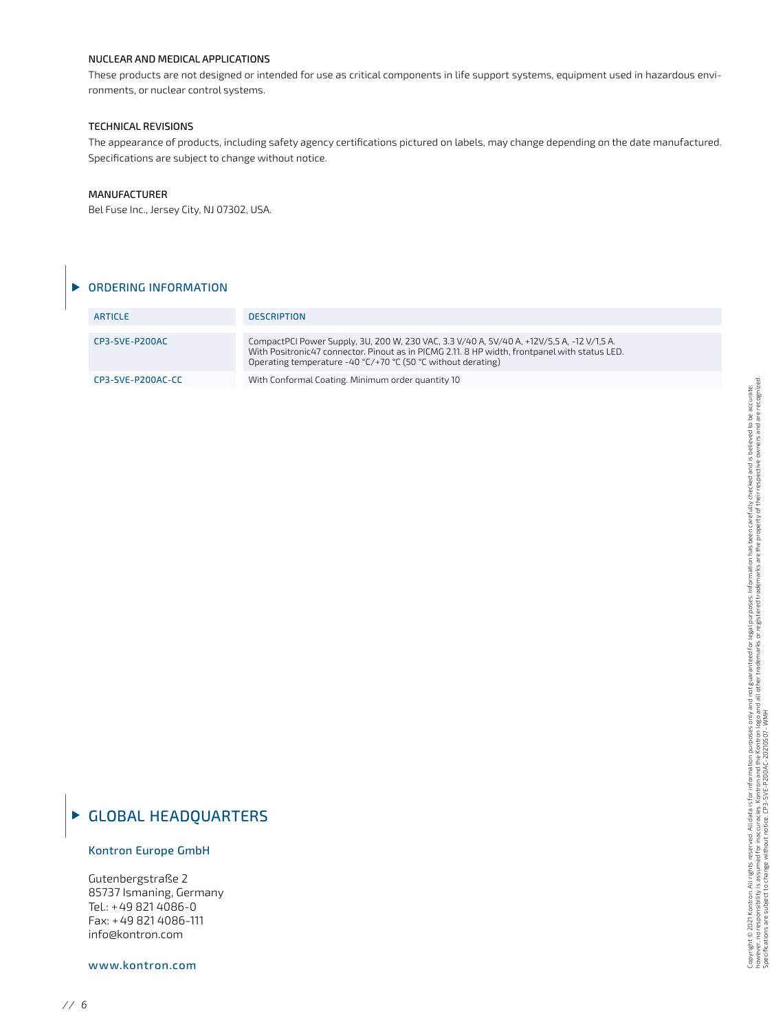### NUCLEAR AND MEDICAL APPLICATIONS

These products are not designed or intended for use as critical components in life support systems, equipment used in hazardous environments, or nuclear control systems.

### TECHNICAL REVISIONS

The appearance of products, including safety agency certifications pictured on labels, may change depending on the date manufactured. Specifications are subject to change without notice.

### MANUFACTURER

Bel Fuse Inc., Jersey City, NJ 07302, USA.

## ORDERING INFORMATION

| ARTICLE | DESCRIPTION |
|---|---|
| CP3-SVE-P200AC | CompactPCI Power Supply, 3U, 200 W, 230 VAC, 3.3 V/40 A, 5V/40 A, +12V/5,5 A, -12 V/1,5 A. With Positronic47 connector. Pinout as in PICMG 2.11. 8 HP width, frontpanel with status LED. Operating temperature -40 °C/+70 °C (50 °C without derating) |
| CP3-SVE-P200AC-CC | With Conformal Coating. Minimum order quantity 10 |

## GLOBAL HEADQUARTERS

### Kontron Europe GmbH

Gutenbergstraße 2
85737 Ismaning, Germany
Tel.: + 49 821 4086-0
Fax: + 49 821 4086-111
info@kontron.com

www.kontron.com

Copyright © 2021 Kontron. All rights reserved. All data is for information purposes only and not guaranteed for legal purposes. Information has been carefully checked and is believed to be accurate; however, no responsibility is assumed for inaccuracies. Kontron and the Kontron logo and all other trademarks or registered trademarks are the property of their respective owners and are recognized. Specifications are subject to change without notice. CP3-SVE-P200AC-20210507-WMH